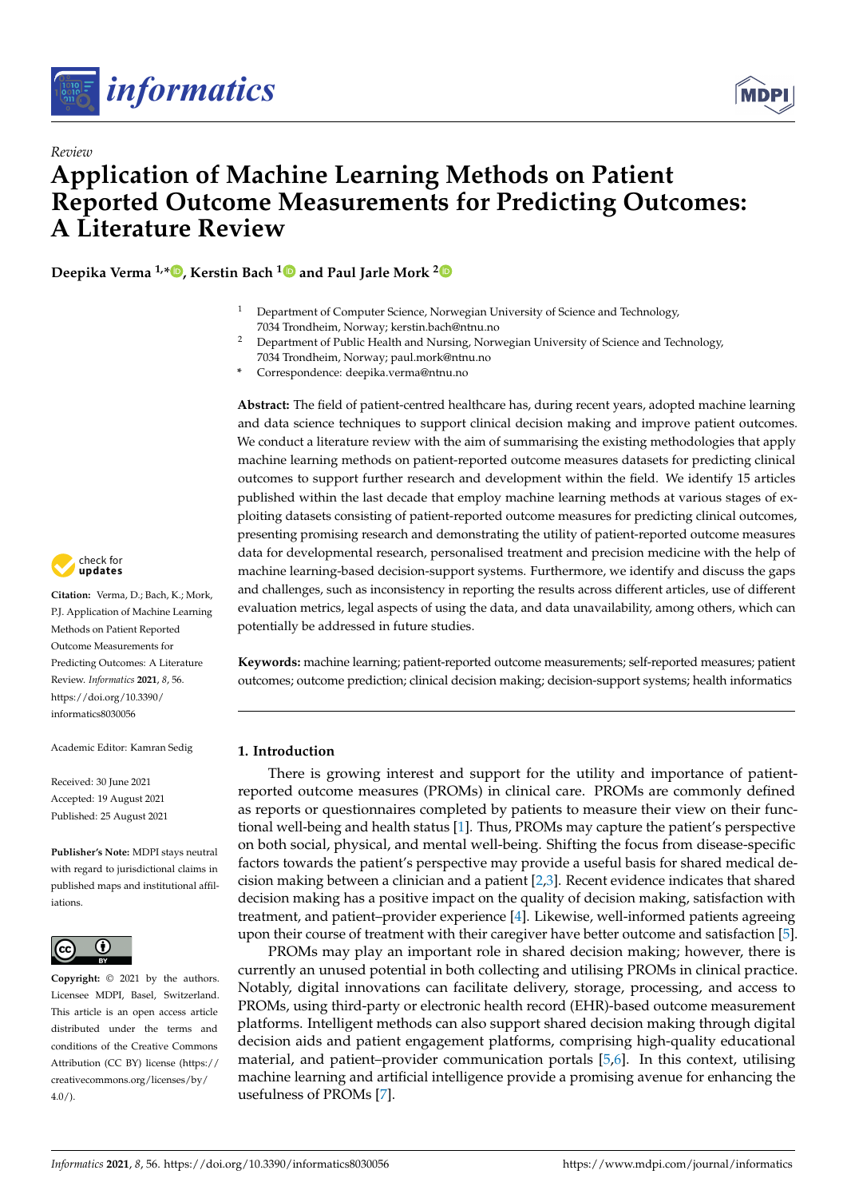*Review*

# Application of Machine Learning Methods on Patient Reported Outcome Measurements for Predicting Outcomes: A Literature Review

**Deepika Verma [1,*], Kerstin Bach [1] and Paul Jarle Mork [2]**

[1] Department of Computer Science, Norwegian University of Science and Technology, 7034 Trondheim, Norway; kerstin.bach@ntnu.no

[2] Department of Public Health and Nursing, Norwegian University of Science and Technology, 7034 Trondheim, Norway; paul.mork@ntnu.no

* Correspondence: deepika.verma@ntnu.no

**Abstract:** The field of patient-centred healthcare has, during recent years, adopted machine learning and data science techniques to support clinical decision making and improve patient outcomes. We conduct a literature review with the aim of summarising the existing methodologies that apply machine learning methods on patient-reported outcome measures datasets for predicting clinical outcomes to support further research and development within the field. We identify 15 articles published within the last decade that employ machine learning methods at various stages of exploiting datasets consisting of patient-reported outcome measures for predicting clinical outcomes, presenting promising research and demonstrating the utility of patient-reported outcome measures data for developmental research, personalised treatment and precision medicine with the help of machine learning-based decision-support systems. Furthermore, we identify and discuss the gaps and challenges, such as inconsistency in reporting the results across different articles, use of different evaluation metrics, legal aspects of using the data, and data unavailability, among others, which can potentially be addressed in future studies.

**Keywords:** machine learning; patient-reported outcome measurements; self-reported measures; patient outcomes; outcome prediction; clinical decision making; decision-support systems; health informatics

**Citation:** Verma, D.; Bach, K.; Mork, P.J. Application of Machine Learning Methods on Patient Reported Outcome Measurements for Predicting Outcomes: A Literature Review. *Informatics* **2021**, *8*, 56. https://doi.org/10.3390/informatics8030056

Academic Editor: Kamran Sedig

Received: 30 June 2021
Accepted: 19 August 2021
Published: 25 August 2021

**Publisher's Note:** MDPI stays neutral with regard to jurisdictional claims in published maps and institutional affiliations.

**Copyright:** © 2021 by the authors. Licensee MDPI, Basel, Switzerland. This article is an open access article distributed under the terms and conditions of the Creative Commons Attribution (CC BY) license (https://creativecommons.org/licenses/by/4.0/).

## 1. Introduction

There is growing interest and support for the utility and importance of patient-reported outcome measures (PROMs) in clinical care. PROMs are commonly defined as reports or questionnaires completed by patients to measure their view on their functional well-being and health status [1]. Thus, PROMs may capture the patient's perspective on both social, physical, and mental well-being. Shifting the focus from disease-specific factors towards the patient's perspective may provide a useful basis for shared medical decision making between a clinician and a patient [2,3]. Recent evidence indicates that shared decision making has a positive impact on the quality of decision making, satisfaction with treatment, and patient–provider experience [4]. Likewise, well-informed patients agreeing upon their course of treatment with their caregiver have better outcome and satisfaction [5].

PROMs may play an important role in shared decision making; however, there is currently an unused potential in both collecting and utilising PROMs in clinical practice. Notably, digital innovations can facilitate delivery, storage, processing, and access to PROMs, using third-party or electronic health record (EHR)-based outcome measurement platforms. Intelligent methods can also support shared decision making through digital decision aids and patient engagement platforms, comprising high-quality educational material, and patient–provider communication portals [5,6]. In this context, utilising machine learning and artificial intelligence provide a promising avenue for enhancing the usefulness of PROMs [7].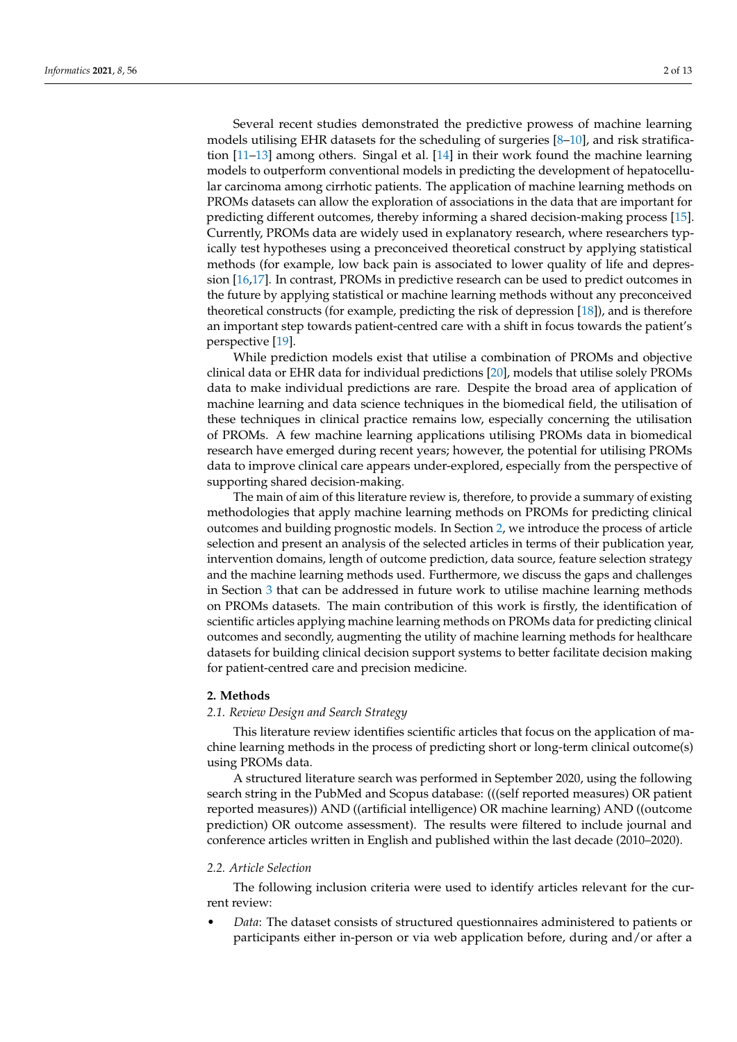Several recent studies demonstrated the predictive prowess of machine learning models utilising EHR datasets for the scheduling of surgeries [8–10], and risk stratification [11–13] among others. Singal et al. [14] in their work found the machine learning models to outperform conventional models in predicting the development of hepatocellular carcinoma among cirrhotic patients. The application of machine learning methods on PROMs datasets can allow the exploration of associations in the data that are important for predicting different outcomes, thereby informing a shared decision-making process [15]. Currently, PROMs data are widely used in explanatory research, where researchers typically test hypotheses using a preconceived theoretical construct by applying statistical methods (for example, low back pain is associated to lower quality of life and depression [16,17]. In contrast, PROMs in predictive research can be used to predict outcomes in the future by applying statistical or machine learning methods without any preconceived theoretical constructs (for example, predicting the risk of depression [18]), and is therefore an important step towards patient-centred care with a shift in focus towards the patient's perspective [19].

While prediction models exist that utilise a combination of PROMs and objective clinical data or EHR data for individual predictions [20], models that utilise solely PROMs data to make individual predictions are rare. Despite the broad area of application of machine learning and data science techniques in the biomedical field, the utilisation of these techniques in clinical practice remains low, especially concerning the utilisation of PROMs. A few machine learning applications utilising PROMs data in biomedical research have emerged during recent years; however, the potential for utilising PROMs data to improve clinical care appears under-explored, especially from the perspective of supporting shared decision-making.

The main of aim of this literature review is, therefore, to provide a summary of existing methodologies that apply machine learning methods on PROMs for predicting clinical outcomes and building prognostic models. In Section 2, we introduce the process of article selection and present an analysis of the selected articles in terms of their publication year, intervention domains, length of outcome prediction, data source, feature selection strategy and the machine learning methods used. Furthermore, we discuss the gaps and challenges in Section 3 that can be addressed in future work to utilise machine learning methods on PROMs datasets. The main contribution of this work is firstly, the identification of scientific articles applying machine learning methods on PROMs data for predicting clinical outcomes and secondly, augmenting the utility of machine learning methods for healthcare datasets for building clinical decision support systems to better facilitate decision making for patient-centred care and precision medicine.

## 2. Methods

### *2.1. Review Design and Search Strategy*

This literature review identifies scientific articles that focus on the application of machine learning methods in the process of predicting short or long-term clinical outcome(s) using PROMs data.

A structured literature search was performed in September 2020, using the following search string in the PubMed and Scopus database: (((self reported measures) OR patient reported measures)) AND ((artificial intelligence) OR machine learning) AND ((outcome prediction) OR outcome assessment). The results were filtered to include journal and conference articles written in English and published within the last decade (2010–2020).

### *2.2. Article Selection*

The following inclusion criteria were used to identify articles relevant for the current review:

- *Data*: The dataset consists of structured questionnaires administered to patients or participants either in-person or via web application before, during and/or after a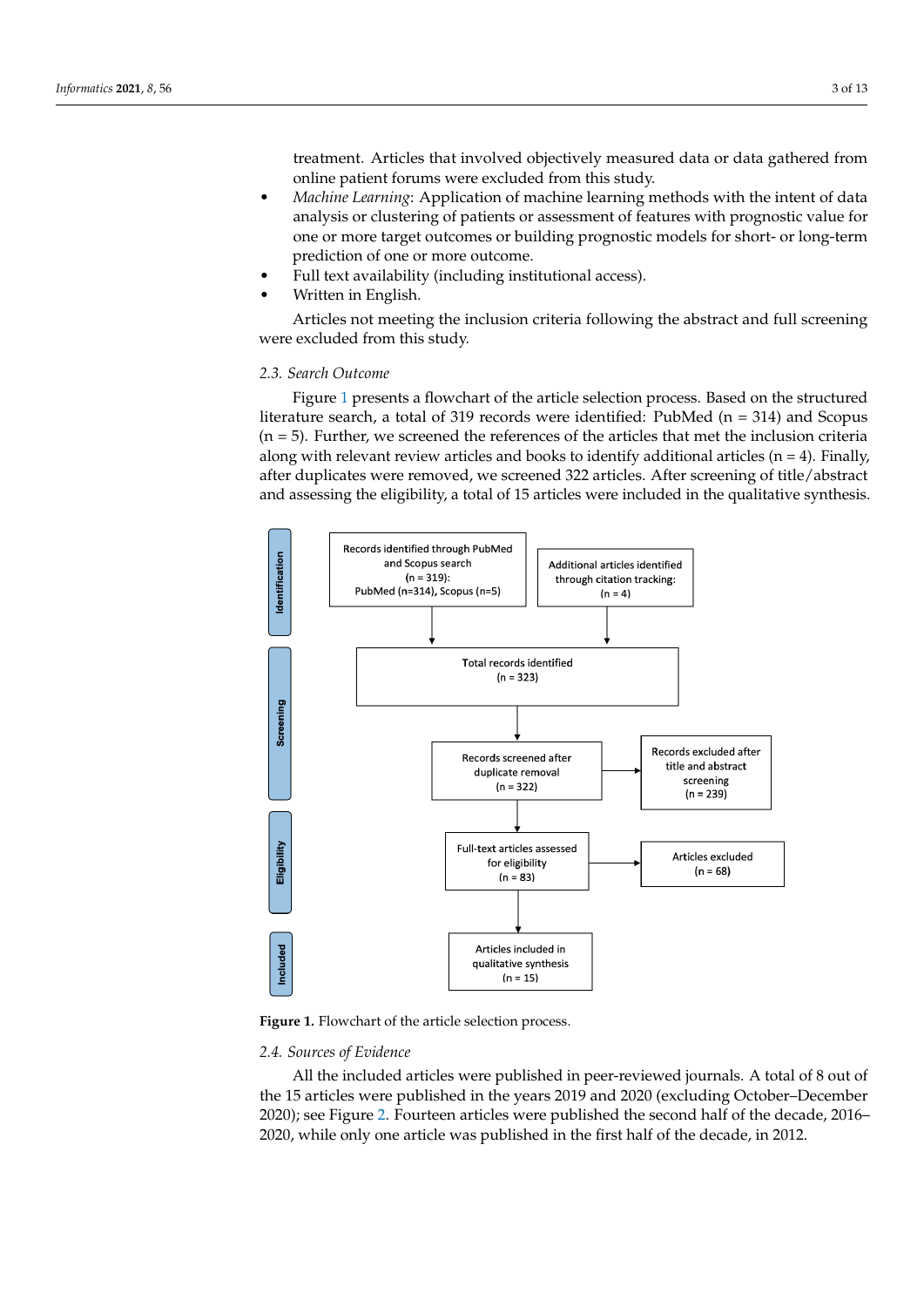treatment. Articles that involved objectively measured data or data gathered from online patient forums were excluded from this study.

- *Machine Learning*: Application of machine learning methods with the intent of data analysis or clustering of patients or assessment of features with prognostic value for one or more target outcomes or building prognostic models for short- or long-term prediction of one or more outcome.
- Full text availability (including institutional access).
- Written in English.

Articles not meeting the inclusion criteria following the abstract and full screening were excluded from this study.

### 2.3. Search Outcome

Figure 1 presents a flowchart of the article selection process. Based on the structured literature search, a total of 319 records were identified: PubMed (n = 314) and Scopus (n = 5). Further, we screened the references of the articles that met the inclusion criteria along with relevant review articles and books to identify additional articles (n = 4). Finally, after duplicates were removed, we screened 322 articles. After screening of title/abstract and assessing the eligibility, a total of 15 articles were included in the qualitative synthesis.

Identification

Records identified through PubMed and Scopus search (n = 319): PubMed (n=314), Scopus (n=5)

Additional articles identified through citation tracking: (n = 4)

Screening

Total records identified (n = 323)

Records screened after duplicate removal (n = 322)

Records excluded after title and abstract screening (n = 239)

Eligibility

Full-text articles assessed for eligibility (n = 83)

Articles excluded (n = 68)

Included

Articles included in qualitative synthesis (n = 15)

**Figure 1.** Flowchart of the article selection process.

### 2.4. Sources of Evidence

All the included articles were published in peer-reviewed journals. A total of 8 out of the 15 articles were published in the years 2019 and 2020 (excluding October–December 2020); see Figure 2. Fourteen articles were published the second half of the decade, 2016–2020, while only one article was published in the first half of the decade, in 2012.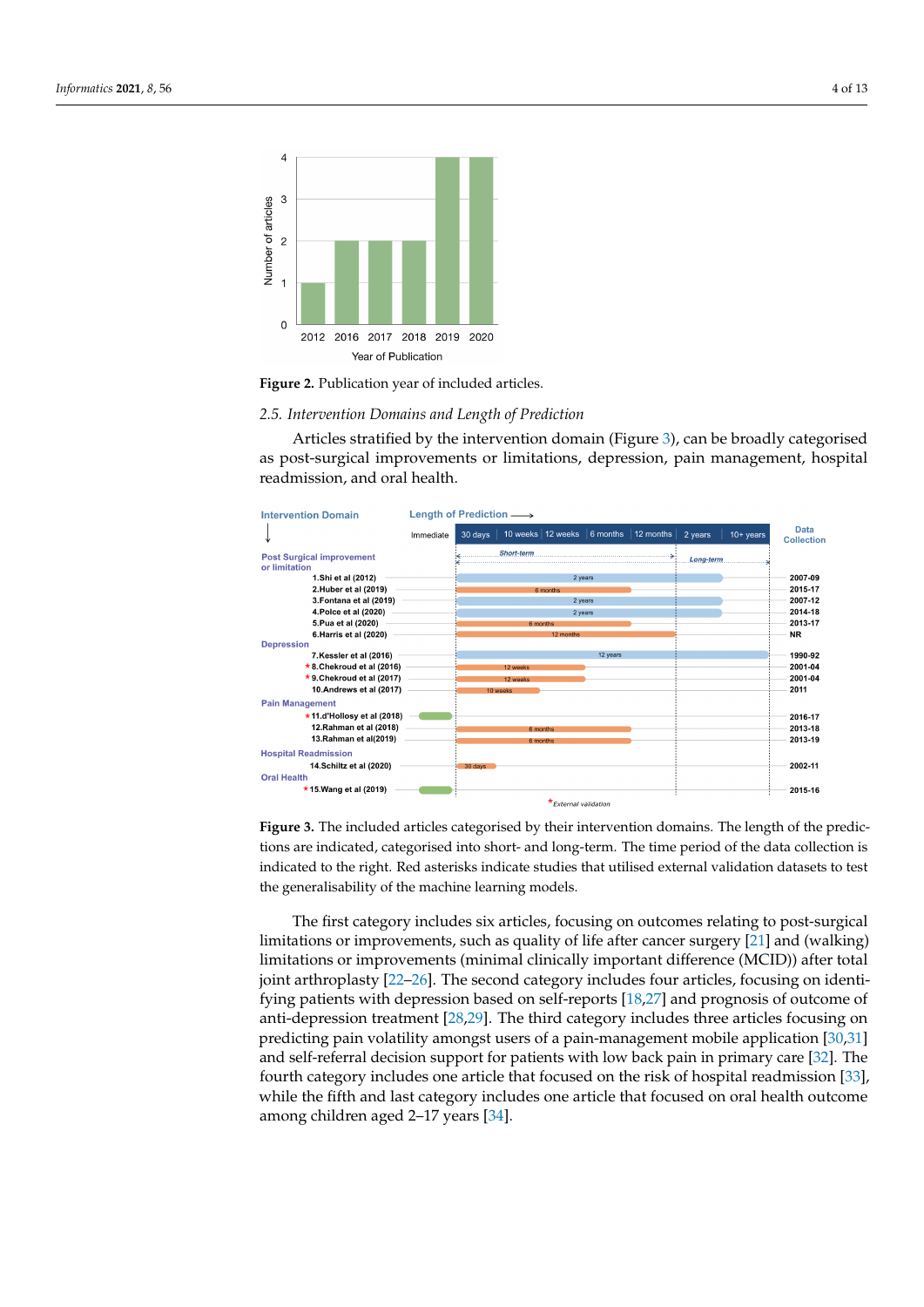**Figure 2.** Publication year of included articles.

### 2.5. Intervention Domains and Length of Prediction

Articles stratified by the intervention domain (Figure 3), can be broadly categorised as post-surgical improvements or limitations, depression, pain management, hospital readmission, and oral health.

**Figure 3.** The included articles categorised by their intervention domains. The length of the predictions are indicated, categorised into short- and long-term. The time period of the data collection is indicated to the right. Red asterisks indicate studies that utilised external validation datasets to test the generalisability of the machine learning models.

The first category includes six articles, focusing on outcomes relating to post-surgical limitations or improvements, such as quality of life after cancer surgery [21] and (walking) limitations or improvements (minimal clinically important difference (MCID)) after total joint arthroplasty [22–26]. The second category includes four articles, focusing on identifying patients with depression based on self-reports [18,27] and prognosis of outcome of anti-depression treatment [28,29]. The third category includes three articles focusing on predicting pain volatility amongst users of a pain-management mobile application [30,31] and self-referral decision support for patients with low back pain in primary care [32]. The fourth category includes one article that focused on the risk of hospital readmission [33], while the fifth and last category includes one article that focused on oral health outcome among children aged 2–17 years [34].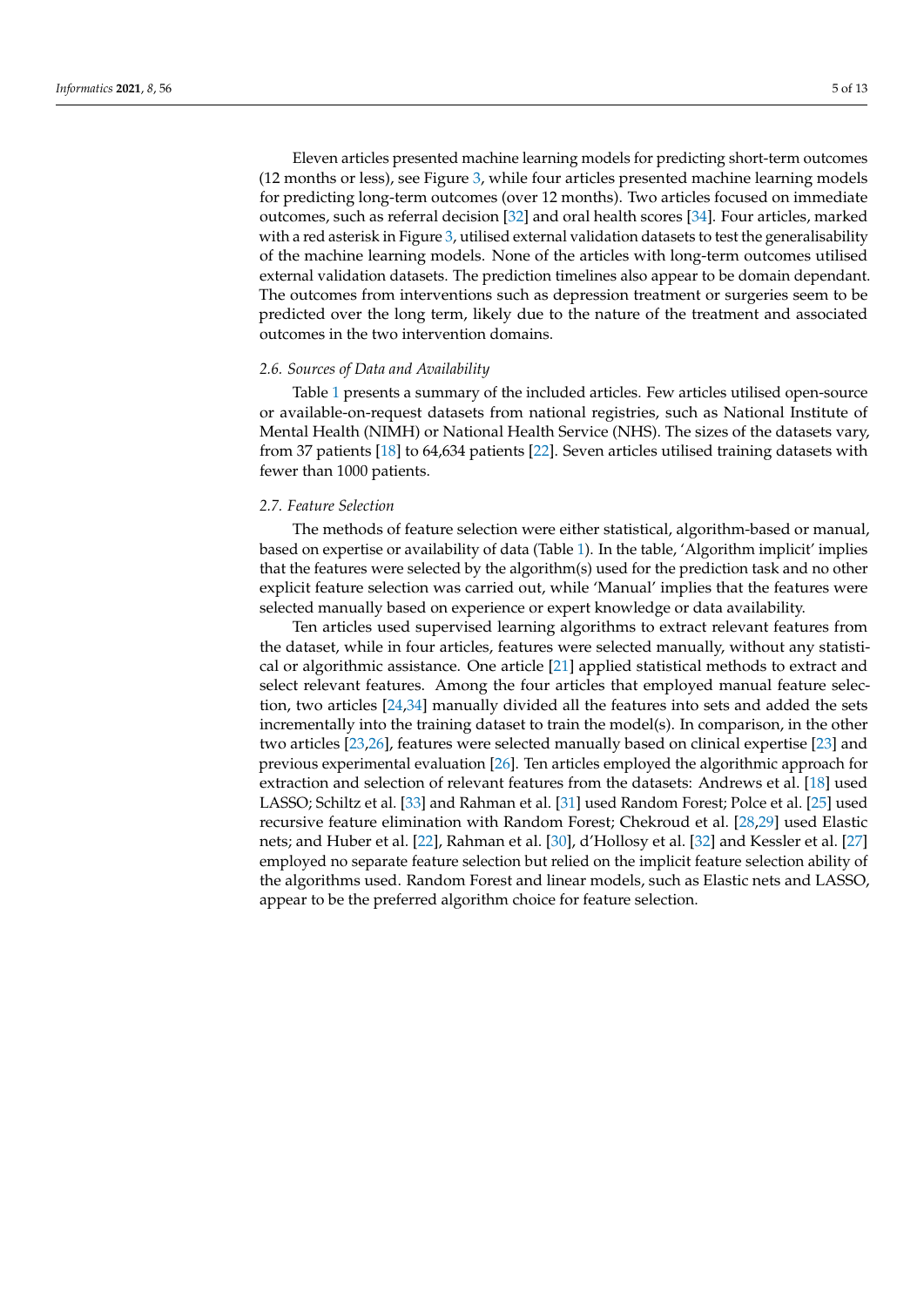Eleven articles presented machine learning models for predicting short-term outcomes (12 months or less), see Figure 3, while four articles presented machine learning models for predicting long-term outcomes (over 12 months). Two articles focused on immediate outcomes, such as referral decision [32] and oral health scores [34]. Four articles, marked with a red asterisk in Figure 3, utilised external validation datasets to test the generalisability of the machine learning models. None of the articles with long-term outcomes utilised external validation datasets. The prediction timelines also appear to be domain dependant. The outcomes from interventions such as depression treatment or surgeries seem to be predicted over the long term, likely due to the nature of the treatment and associated outcomes in the two intervention domains.

### *2.6. Sources of Data and Availability*

Table 1 presents a summary of the included articles. Few articles utilised open-source or available-on-request datasets from national registries, such as National Institute of Mental Health (NIMH) or National Health Service (NHS). The sizes of the datasets vary, from 37 patients [18] to 64,634 patients [22]. Seven articles utilised training datasets with fewer than 1000 patients.

### *2.7. Feature Selection*

The methods of feature selection were either statistical, algorithm-based or manual, based on expertise or availability of data (Table 1). In the table, 'Algorithm implicit' implies that the features were selected by the algorithm(s) used for the prediction task and no other explicit feature selection was carried out, while 'Manual' implies that the features were selected manually based on experience or expert knowledge or data availability.

Ten articles used supervised learning algorithms to extract relevant features from the dataset, while in four articles, features were selected manually, without any statistical or algorithmic assistance. One article [21] applied statistical methods to extract and select relevant features. Among the four articles that employed manual feature selection, two articles [24,34] manually divided all the features into sets and added the sets incrementally into the training dataset to train the model(s). In comparison, in the other two articles [23,26], features were selected manually based on clinical expertise [23] and previous experimental evaluation [26]. Ten articles employed the algorithmic approach for extraction and selection of relevant features from the datasets: Andrews et al. [18] used LASSO; Schiltz et al. [33] and Rahman et al. [31] used Random Forest; Polce et al. [25] used recursive feature elimination with Random Forest; Chekroud et al. [28,29] used Elastic nets; and Huber et al. [22], Rahman et al. [30], d'Hollosy et al. [32] and Kessler et al. [27] employed no separate feature selection but relied on the implicit feature selection ability of the algorithms used. Random Forest and linear models, such as Elastic nets and LASSO, appear to be the preferred algorithm choice for feature selection.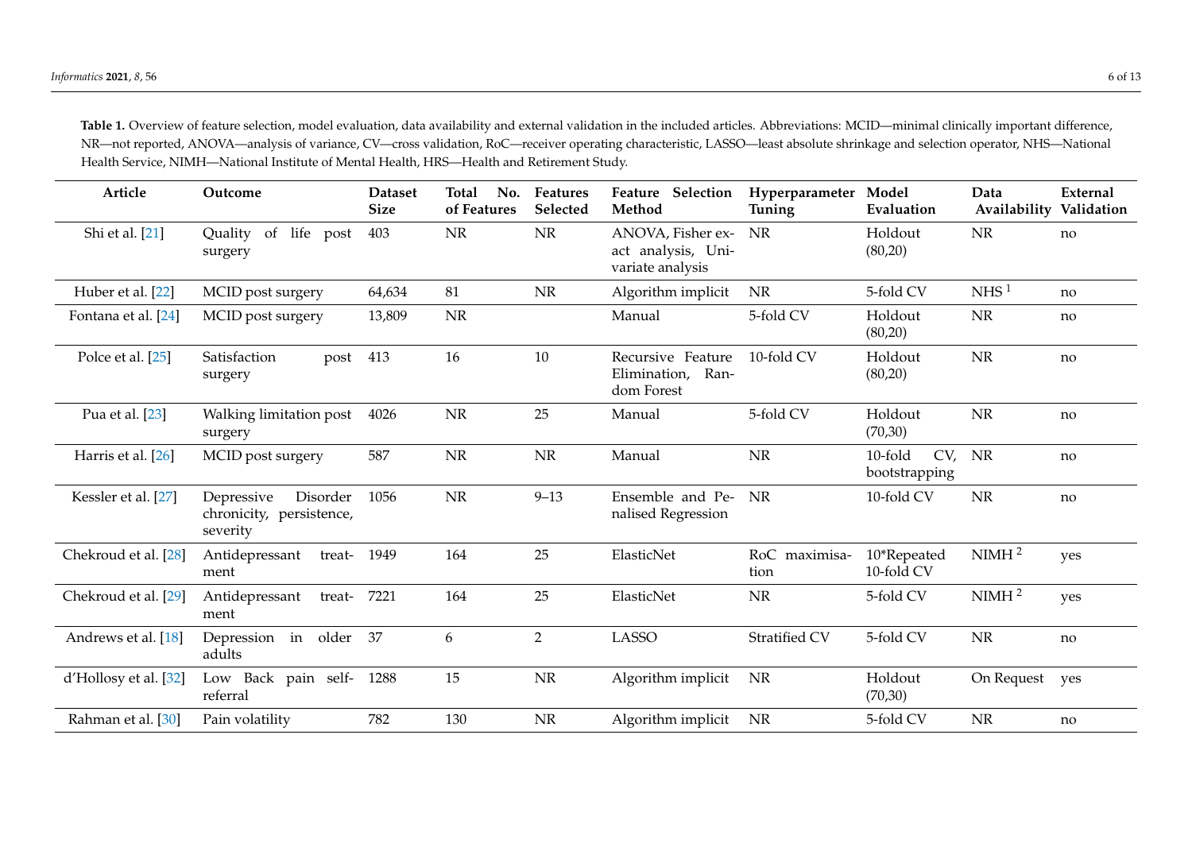**Table 1.** Overview of feature selection, model evaluation, data availability and external validation in the included articles. Abbreviations: MCID—minimal clinically important difference, NR—not reported, ANOVA—analysis of variance, CV—cross validation, RoC—receiver operating characteristic, LASSO—least absolute shrinkage and selection operator, NHS—National Health Service, NIMH—National Institute of Mental Health, HRS—Health and Retirement Study.

| Article | Outcome | Dataset Size | Total No. of Features | Features Selected | Feature Selection Method | Hyperparameter Tuning | Model Evaluation | Data Availability | External Validation |
|---|---|---|---|---|---|---|---|---|---|
| Shi et al. [21] | Quality of life post surgery | 403 | NR | NR | ANOVA, Fisher exact analysis, Univariate analysis | NR | Holdout (80,20) | NR | no |
| Huber et al. [22] | MCID post surgery | 64,634 | 81 | NR | Algorithm implicit | NR | 5-fold CV | NHS [1] | no |
| Fontana et al. [24] | MCID post surgery | 13,809 | NR | | Manual | 5-fold CV | Holdout (80,20) | NR | no |
| Polce et al. [25] | Satisfaction post surgery | 413 | 16 | 10 | Recursive Feature Elimination, Random Forest | 10-fold CV | Holdout (80,20) | NR | no |
| Pua et al. [23] | Walking limitation post surgery | 4026 | NR | 25 | Manual | 5-fold CV | Holdout (70,30) | NR | no |
| Harris et al. [26] | MCID post surgery | 587 | NR | NR | Manual | NR | 10-fold CV, bootstrapping | NR | no |
| Kessler et al. [27] | Depressive Disorder chronicity, persistence, severity | 1056 | NR | 9–13 | Ensemble and Penalised Regression | NR | 10-fold CV | NR | no |
| Chekroud et al. [28] | Antidepressant treatment | 1949 | 164 | 25 | ElasticNet | RoC maximisation | 10*Repeated 10-fold CV | NIMH [2] | yes |
| Chekroud et al. [29] | Antidepressant treatment | 7221 | 164 | 25 | ElasticNet | NR | 5-fold CV | NIMH [2] | yes |
| Andrews et al. [18] | Depression in older adults | 37 | 6 | 2 | LASSO | Stratified CV | 5-fold CV | NR | no |
| d'Hollosy et al. [32] | Low Back pain self-referral | 1288 | 15 | NR | Algorithm implicit | NR | Holdout (70,30) | On Request | yes |
| Rahman et al. [30] | Pain volatility | 782 | 130 | NR | Algorithm implicit | NR | 5-fold CV | NR | no |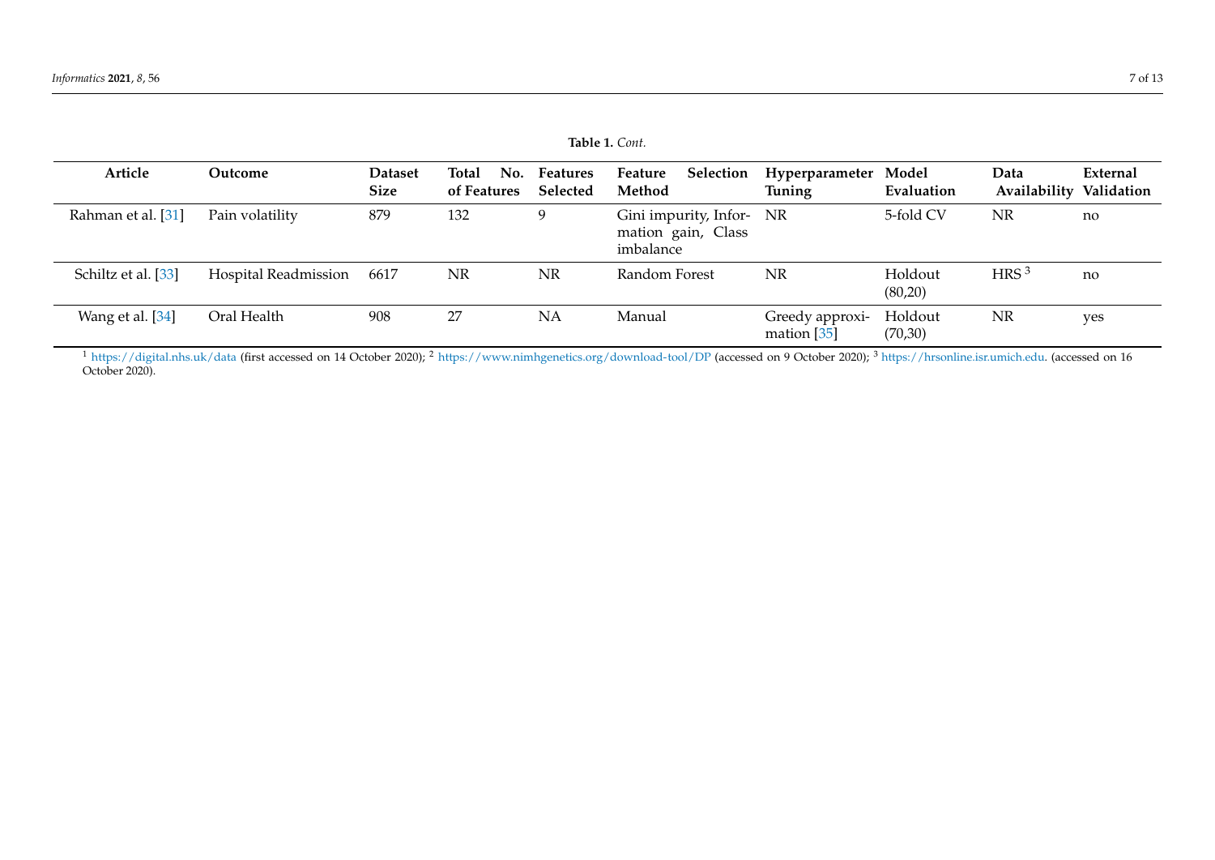**Table 1.** *Cont.*

| Article | Outcome | Dataset Size | Total No. of Features | Features Selected | Feature Selection Method | Hyperparameter Tuning | Model Evaluation | Data Availability | External Validation |
|---|---|---|---|---|---|---|---|---|---|
| Rahman et al. [31] | Pain volatility | 879 | 132 | 9 | Gini impurity, Information gain, Class imbalance | NR | 5-fold CV | NR | no |
| Schiltz et al. [33] | Hospital Readmission | 6617 | NR | NR | Random Forest | NR | Holdout (80,20) | HRS [3] | no |
| Wang et al. [34] | Oral Health | 908 | 27 | NA | Manual | Greedy approximation [35] | Holdout (70,30) | NR | yes |

[1] https://digital.nhs.uk/data (first accessed on 14 October 2020); [2] https://www.nimhgenetics.org/download-tool/DP (accessed on 9 October 2020); [3] https://hrsonline.isr.umich.edu. (accessed on 16 October 2020).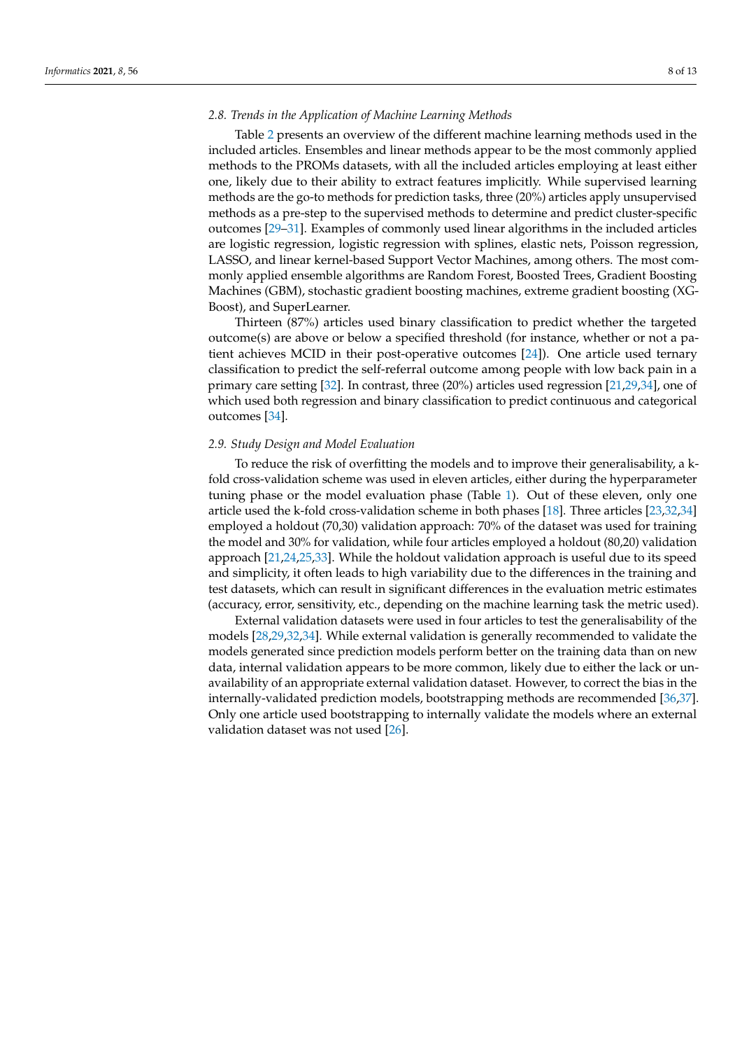### 2.8. Trends in the Application of Machine Learning Methods

Table 2 presents an overview of the different machine learning methods used in the included articles. Ensembles and linear methods appear to be the most commonly applied methods to the PROMs datasets, with all the included articles employing at least either one, likely due to their ability to extract features implicitly. While supervised learning methods are the go-to methods for prediction tasks, three (20%) articles apply unsupervised methods as a pre-step to the supervised methods to determine and predict cluster-specific outcomes [29–31]. Examples of commonly used linear algorithms in the included articles are logistic regression, logistic regression with splines, elastic nets, Poisson regression, LASSO, and linear kernel-based Support Vector Machines, among others. The most commonly applied ensemble algorithms are Random Forest, Boosted Trees, Gradient Boosting Machines (GBM), stochastic gradient boosting machines, extreme gradient boosting (XGBoost), and SuperLearner.

Thirteen (87%) articles used binary classification to predict whether the targeted outcome(s) are above or below a specified threshold (for instance, whether or not a patient achieves MCID in their post-operative outcomes [24]). One article used ternary classification to predict the self-referral outcome among people with low back pain in a primary care setting [32]. In contrast, three (20%) articles used regression [21,29,34], one of which used both regression and binary classification to predict continuous and categorical outcomes [34].

### 2.9. Study Design and Model Evaluation

To reduce the risk of overfitting the models and to improve their generalisability, a k-fold cross-validation scheme was used in eleven articles, either during the hyperparameter tuning phase or the model evaluation phase (Table 1). Out of these eleven, only one article used the k-fold cross-validation scheme in both phases [18]. Three articles [23,32,34] employed a holdout (70,30) validation approach: 70% of the dataset was used for training the model and 30% for validation, while four articles employed a holdout (80,20) validation approach [21,24,25,33]. While the holdout validation approach is useful due to its speed and simplicity, it often leads to high variability due to the differences in the training and test datasets, which can result in significant differences in the evaluation metric estimates (accuracy, error, sensitivity, etc., depending on the machine learning task the metric used).

External validation datasets were used in four articles to test the generalisability of the models [28,29,32,34]. While external validation is generally recommended to validate the models generated since prediction models perform better on the training data than on new data, internal validation appears to be more common, likely due to either the lack or unavailability of an appropriate external validation dataset. However, to correct the bias in the internally-validated prediction models, bootstrapping methods are recommended [36,37]. Only one article used bootstrapping to internally validate the models where an external validation dataset was not used [26].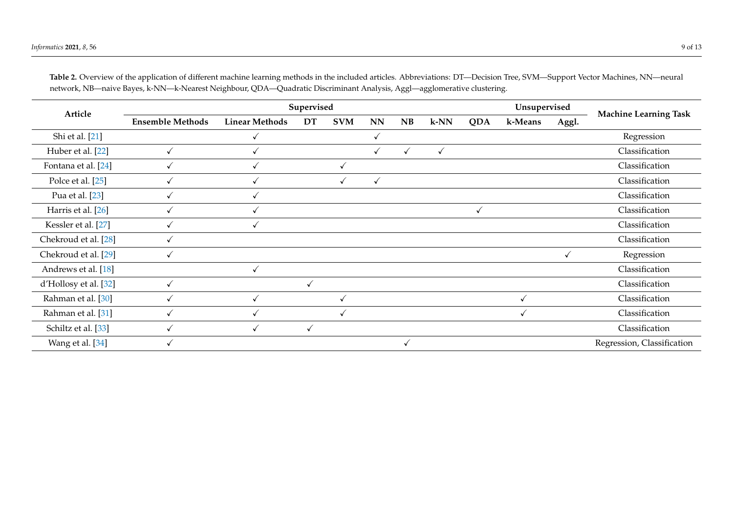**Table 2.** Overview of the application of different machine learning methods in the included articles. Abbreviations: DT—Decision Tree, SVM—Support Vector Machines, NN—neural network, NB—naive Bayes, k-NN—k-Nearest Neighbour, QDA—Quadratic Discriminant Analysis, Aggl—agglomerative clustering.

| Article | Supervised | | | | | | | | Unsupervised | | Machine Learning Task |
|---|---|---|---|---|---|---|---|---|---|---|---|
| | **Ensemble Methods** | **Linear Methods** | **DT** | **SVM** | **NN** | **NB** | **k-NN** | **QDA** | **k-Means** | **Aggl.** | |
| Shi et al. [21] | | ✓ | | | ✓ | | | | | | Regression |
| Huber et al. [22] | ✓ | ✓ | | | ✓ | ✓ | ✓ | | | | Classification |
| Fontana et al. [24] | ✓ | ✓ | | ✓ | | | | | | | Classification |
| Polce et al. [25] | ✓ | ✓ | | ✓ | ✓ | | | | | | Classification |
| Pua et al. [23] | ✓ | ✓ | | | | | | | | | Classification |
| Harris et al. [26] | ✓ | ✓ | | | | | | ✓ | | | Classification |
| Kessler et al. [27] | ✓ | ✓ | | | | | | | | | Classification |
| Chekroud et al. [28] | ✓ | | | | | | | | | | Classification |
| Chekroud et al. [29] | ✓ | | | | | | | | | ✓ | Regression |
| Andrews et al. [18] | | ✓ | | | | | | | | | Classification |
| d'Hollosy et al. [32] | ✓ | | ✓ | | | | | | | | Classification |
| Rahman et al. [30] | ✓ | ✓ | | ✓ | | | | | ✓ | | Classification |
| Rahman et al. [31] | ✓ | ✓ | | ✓ | | | | | ✓ | | Classification |
| Schiltz et al. [33] | ✓ | ✓ | ✓ | | | | | | | | Classification |
| Wang et al. [34] | ✓ | | | | | ✓ | | | | | Regression, Classification |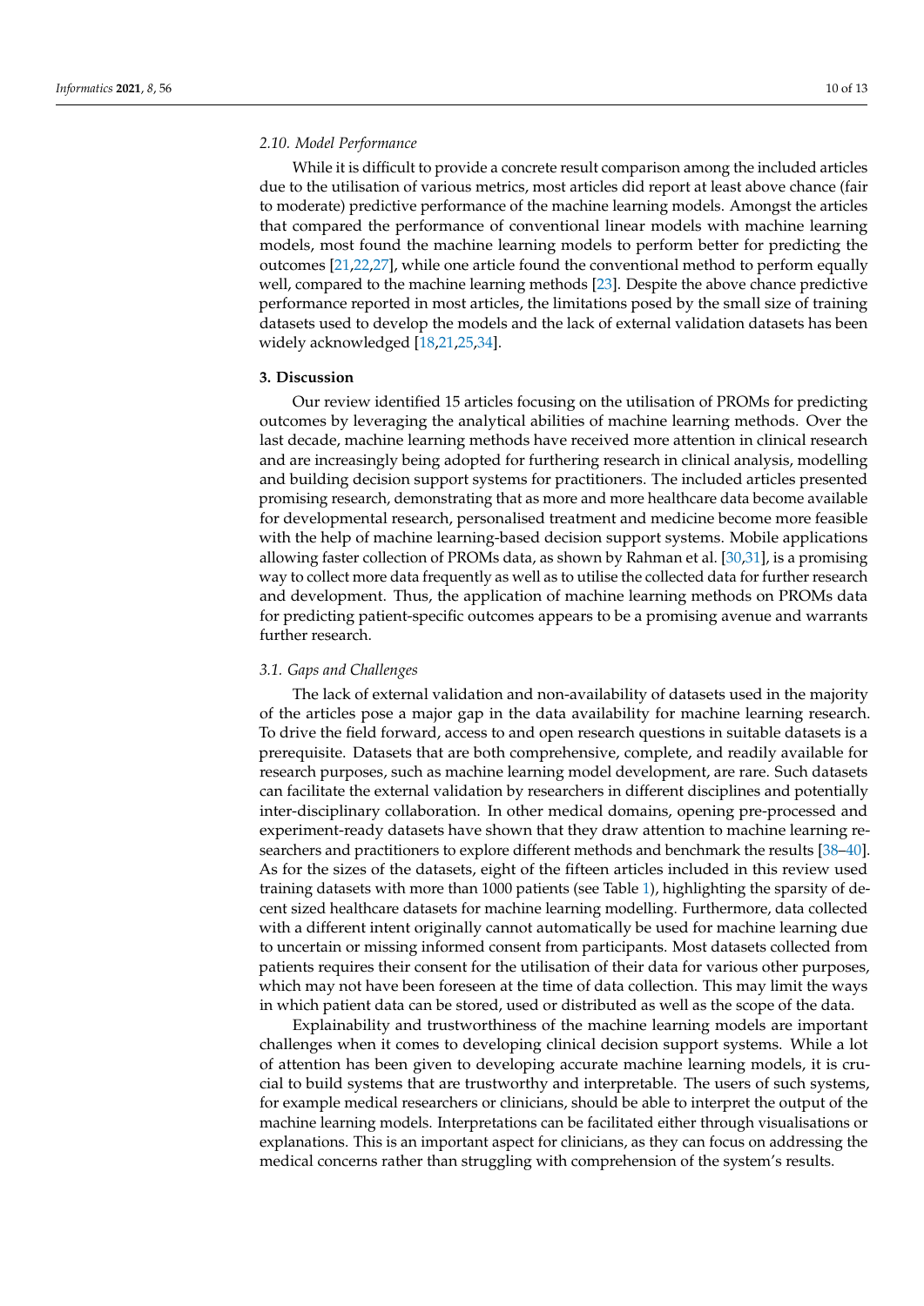### 2.10. Model Performance

While it is difficult to provide a concrete result comparison among the included articles due to the utilisation of various metrics, most articles did report at least above chance (fair to moderate) predictive performance of the machine learning models. Amongst the articles that compared the performance of conventional linear models with machine learning models, most found the machine learning models to perform better for predicting the outcomes [21,22,27], while one article found the conventional method to perform equally well, compared to the machine learning methods [23]. Despite the above chance predictive performance reported in most articles, the limitations posed by the small size of training datasets used to develop the models and the lack of external validation datasets has been widely acknowledged [18,21,25,34].

## 3. Discussion

Our review identified 15 articles focusing on the utilisation of PROMs for predicting outcomes by leveraging the analytical abilities of machine learning methods. Over the last decade, machine learning methods have received more attention in clinical research and are increasingly being adopted for furthering research in clinical analysis, modelling and building decision support systems for practitioners. The included articles presented promising research, demonstrating that as more and more healthcare data become available for developmental research, personalised treatment and medicine become more feasible with the help of machine learning-based decision support systems. Mobile applications allowing faster collection of PROMs data, as shown by Rahman et al. [30,31], is a promising way to collect more data frequently as well as to utilise the collected data for further research and development. Thus, the application of machine learning methods on PROMs data for predicting patient-specific outcomes appears to be a promising avenue and warrants further research.

### 3.1. Gaps and Challenges

The lack of external validation and non-availability of datasets used in the majority of the articles pose a major gap in the data availability for machine learning research. To drive the field forward, access to and open research questions in suitable datasets is a prerequisite. Datasets that are both comprehensive, complete, and readily available for research purposes, such as machine learning model development, are rare. Such datasets can facilitate the external validation by researchers in different disciplines and potentially inter-disciplinary collaboration. In other medical domains, opening pre-processed and experiment-ready datasets have shown that they draw attention to machine learning researchers and practitioners to explore different methods and benchmark the results [38–40]. As for the sizes of the datasets, eight of the fifteen articles included in this review used training datasets with more than 1000 patients (see Table 1), highlighting the sparsity of decent sized healthcare datasets for machine learning modelling. Furthermore, data collected with a different intent originally cannot automatically be used for machine learning due to uncertain or missing informed consent from participants. Most datasets collected from patients requires their consent for the utilisation of their data for various other purposes, which may not have been foreseen at the time of data collection. This may limit the ways in which patient data can be stored, used or distributed as well as the scope of the data.

Explainability and trustworthiness of the machine learning models are important challenges when it comes to developing clinical decision support systems. While a lot of attention has been given to developing accurate machine learning models, it is crucial to build systems that are trustworthy and interpretable. The users of such systems, for example medical researchers or clinicians, should be able to interpret the output of the machine learning models. Interpretations can be facilitated either through visualisations or explanations. This is an important aspect for clinicians, as they can focus on addressing the medical concerns rather than struggling with comprehension of the system's results.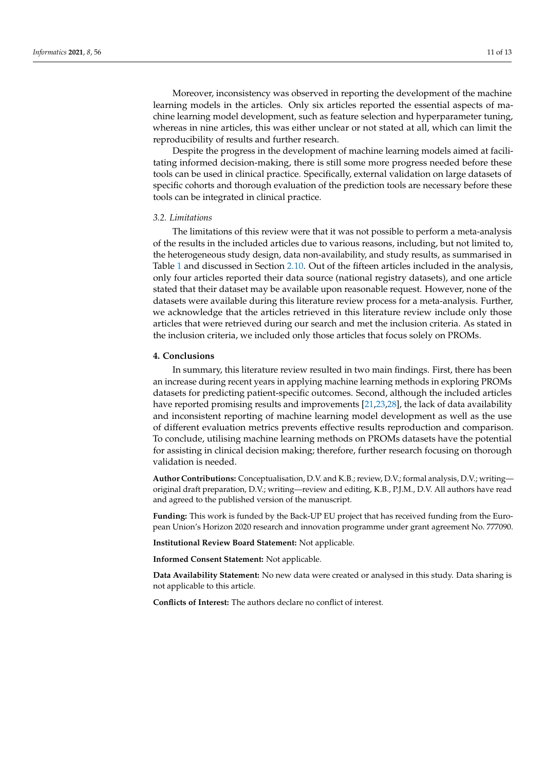Moreover, inconsistency was observed in reporting the development of the machine learning models in the articles. Only six articles reported the essential aspects of machine learning model development, such as feature selection and hyperparameter tuning, whereas in nine articles, this was either unclear or not stated at all, which can limit the reproducibility of results and further research.

Despite the progress in the development of machine learning models aimed at facilitating informed decision-making, there is still some more progress needed before these tools can be used in clinical practice. Specifically, external validation on large datasets of specific cohorts and thorough evaluation of the prediction tools are necessary before these tools can be integrated in clinical practice.

### *3.2. Limitations*

The limitations of this review were that it was not possible to perform a meta-analysis of the results in the included articles due to various reasons, including, but not limited to, the heterogeneous study design, data non-availability, and study results, as summarised in Table 1 and discussed in Section 2.10. Out of the fifteen articles included in the analysis, only four articles reported their data source (national registry datasets), and one article stated that their dataset may be available upon reasonable request. However, none of the datasets were available during this literature review process for a meta-analysis. Further, we acknowledge that the articles retrieved in this literature review include only those articles that were retrieved during our search and met the inclusion criteria. As stated in the inclusion criteria, we included only those articles that focus solely on PROMs.

## 4. Conclusions

In summary, this literature review resulted in two main findings. First, there has been an increase during recent years in applying machine learning methods in exploring PROMs datasets for predicting patient-specific outcomes. Second, although the included articles have reported promising results and improvements [21,23,28], the lack of data availability and inconsistent reporting of machine learning model development as well as the use of different evaluation metrics prevents effective results reproduction and comparison. To conclude, utilising machine learning methods on PROMs datasets have the potential for assisting in clinical decision making; therefore, further research focusing on thorough validation is needed.

**Author Contributions:** Conceptualisation, D.V. and K.B.; review, D.V.; formal analysis, D.V.; writing—original draft preparation, D.V.; writing—review and editing, K.B., P.J.M., D.V. All authors have read and agreed to the published version of the manuscript.

**Funding:** This work is funded by the Back-UP EU project that has received funding from the European Union's Horizon 2020 research and innovation programme under grant agreement No. 777090.

**Institutional Review Board Statement:** Not applicable.

**Informed Consent Statement:** Not applicable.

**Data Availability Statement:** No new data were created or analysed in this study. Data sharing is not applicable to this article.

**Conflicts of Interest:** The authors declare no conflict of interest.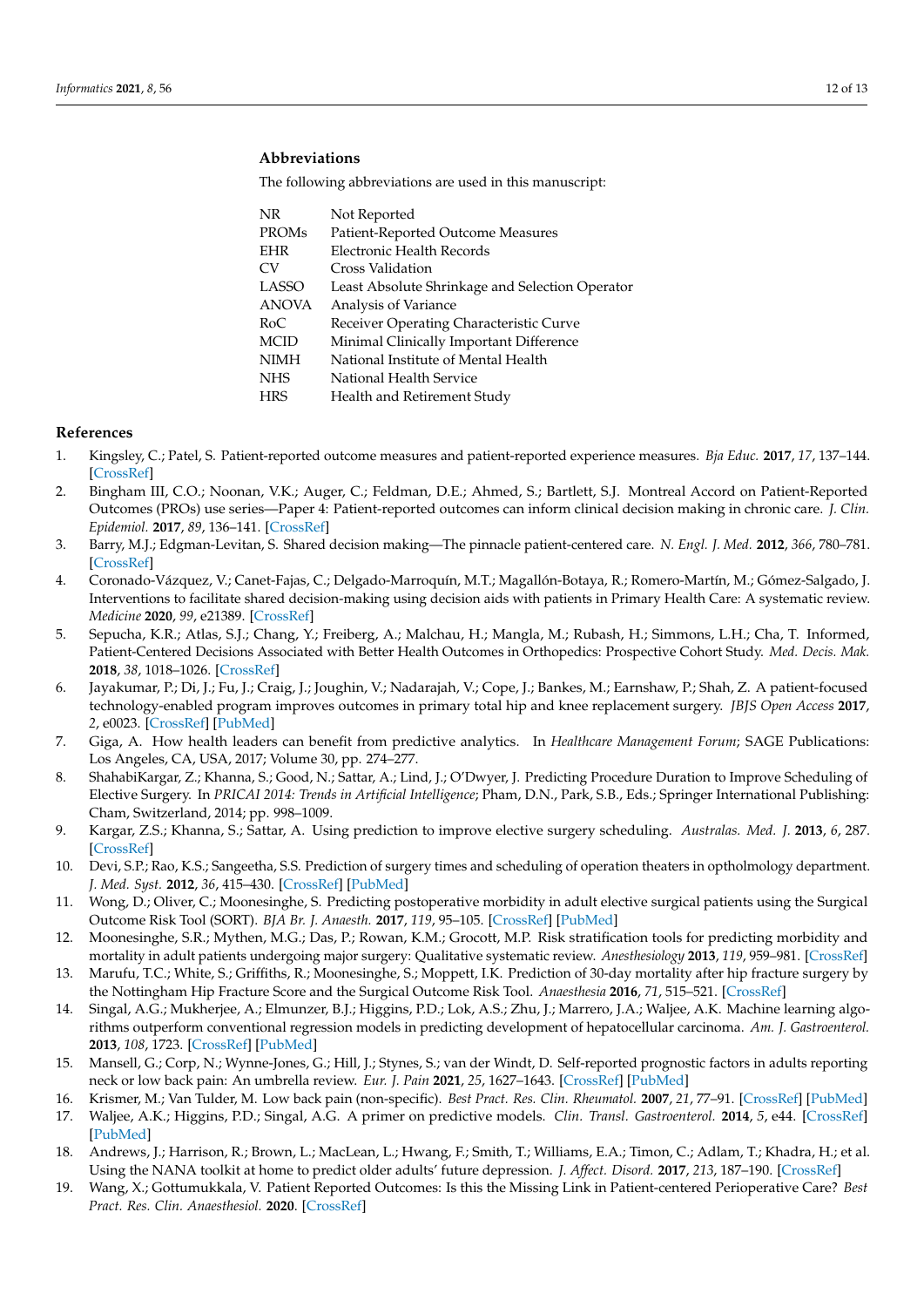## Abbreviations

The following abbreviations are used in this manuscript:

| | |
|---|---|
| NR | Not Reported |
| PROMs | Patient-Reported Outcome Measures |
| EHR | Electronic Health Records |
| CV | Cross Validation |
| LASSO | Least Absolute Shrinkage and Selection Operator |
| ANOVA | Analysis of Variance |
| RoC | Receiver Operating Characteristic Curve |
| MCID | Minimal Clinically Important Difference |
| NIMH | National Institute of Mental Health |
| NHS | National Health Service |
| HRS | Health and Retirement Study |

## References

1. Kingsley, C.; Patel, S. Patient-reported outcome measures and patient-reported experience measures. *Bja Educ.* **2017**, *17*, 137–144. [CrossRef]
2. Bingham III, C.O.; Noonan, V.K.; Auger, C.; Feldman, D.E.; Ahmed, S.; Bartlett, S.J. Montreal Accord on Patient-Reported Outcomes (PROs) use series—Paper 4: Patient-reported outcomes can inform clinical decision making in chronic care. *J. Clin. Epidemiol.* **2017**, *89*, 136–141. [CrossRef]
3. Barry, M.J.; Edgman-Levitan, S. Shared decision making—The pinnacle patient-centered care. *N. Engl. J. Med.* **2012**, *366*, 780–781. [CrossRef]
4. Coronado-Vázquez, V.; Canet-Fajas, C.; Delgado-Marroquín, M.T.; Magallón-Botaya, R.; Romero-Martín, M.; Gómez-Salgado, J. Interventions to facilitate shared decision-making using decision aids with patients in Primary Health Care: A systematic review. *Medicine* **2020**, *99*, e21389. [CrossRef]
5. Sepucha, K.R.; Atlas, S.J.; Chang, Y.; Freiberg, A.; Malchau, H.; Mangla, M.; Rubash, H.; Simmons, L.H.; Cha, T. Informed, Patient-Centered Decisions Associated with Better Health Outcomes in Orthopedics: Prospective Cohort Study. *Med. Decis. Mak.* **2018**, *38*, 1018–1026. [CrossRef]
6. Jayakumar, P.; Di, J.; Fu, J.; Craig, J.; Joughin, V.; Nadarajah, V.; Cope, J.; Bankes, M.; Earnshaw, P.; Shah, Z. A patient-focused technology-enabled program improves outcomes in primary total hip and knee replacement surgery. *JBJS Open Access* **2017**, *2*, e0023. [CrossRef] [PubMed]
7. Giga, A. How health leaders can benefit from predictive analytics. In *Healthcare Management Forum*; SAGE Publications: Los Angeles, CA, USA, 2017; Volume 30, pp. 274–277.
8. ShahabiKargar, Z.; Khanna, S.; Good, N.; Sattar, A.; Lind, J.; O'Dwyer, J. Predicting Procedure Duration to Improve Scheduling of Elective Surgery. In *PRICAI 2014: Trends in Artificial Intelligence*; Pham, D.N., Park, S.B., Eds.; Springer International Publishing: Cham, Switzerland, 2014; pp. 998–1009.
9. Kargar, Z.S.; Khanna, S.; Sattar, A. Using prediction to improve elective surgery scheduling. *Australas. Med. J.* **2013**, *6*, 287. [CrossRef]
10. Devi, S.P.; Rao, K.S.; Sangeetha, S.S. Prediction of surgery times and scheduling of operation theaters in optholmology department. *J. Med. Syst.* **2012**, *36*, 415–430. [CrossRef] [PubMed]
11. Wong, D.; Oliver, C.; Moonesinghe, S. Predicting postoperative morbidity in adult elective surgical patients using the Surgical Outcome Risk Tool (SORT). *BJA Br. J. Anaesth.* **2017**, *119*, 95–105. [CrossRef] [PubMed]
12. Moonesinghe, S.R.; Mythen, M.G.; Das, P.; Rowan, K.M.; Grocott, M.P. Risk stratification tools for predicting morbidity and mortality in adult patients undergoing major surgery: Qualitative systematic review. *Anesthesiology* **2013**, *119*, 959–981. [CrossRef]
13. Marufu, T.C.; White, S.; Griffiths, R.; Moonesinghe, S.; Moppett, I.K. Prediction of 30-day mortality after hip fracture surgery by the Nottingham Hip Fracture Score and the Surgical Outcome Risk Tool. *Anaesthesia* **2016**, *71*, 515–521. [CrossRef]
14. Singal, A.G.; Mukherjee, A.; Elmunzer, B.J.; Higgins, P.D.; Lok, A.S.; Zhu, J.; Marrero, J.A.; Waljee, A.K. Machine learning algorithms outperform conventional regression models in predicting development of hepatocellular carcinoma. *Am. J. Gastroenterol.* **2013**, *108*, 1723. [CrossRef] [PubMed]
15. Mansell, G.; Corp, N.; Wynne-Jones, G.; Hill, J.; Stynes, S.; van der Windt, D. Self-reported prognostic factors in adults reporting neck or low back pain: An umbrella review. *Eur. J. Pain* **2021**, *25*, 1627–1643. [CrossRef] [PubMed]
16. Krismer, M.; Van Tulder, M. Low back pain (non-specific). *Best Pract. Res. Clin. Rheumatol.* **2007**, *21*, 77–91. [CrossRef] [PubMed]
17. Waljee, A.K.; Higgins, P.D.; Singal, A.G. A primer on predictive models. *Clin. Transl. Gastroenterol.* **2014**, *5*, e44. [CrossRef] [PubMed]
18. Andrews, J.; Harrison, R.; Brown, L.; MacLean, L.; Hwang, F.; Smith, T.; Williams, E.A.; Timon, C.; Adlam, T.; Khadra, H.; et al. Using the NANA toolkit at home to predict older adults' future depression. *J. Affect. Disord.* **2017**, *213*, 187–190. [CrossRef]
19. Wang, X.; Gottumukkala, V. Patient Reported Outcomes: Is this the Missing Link in Patient-centered Perioperative Care? *Best Pract. Res. Clin. Anaesthesiol.* **2020**. [CrossRef]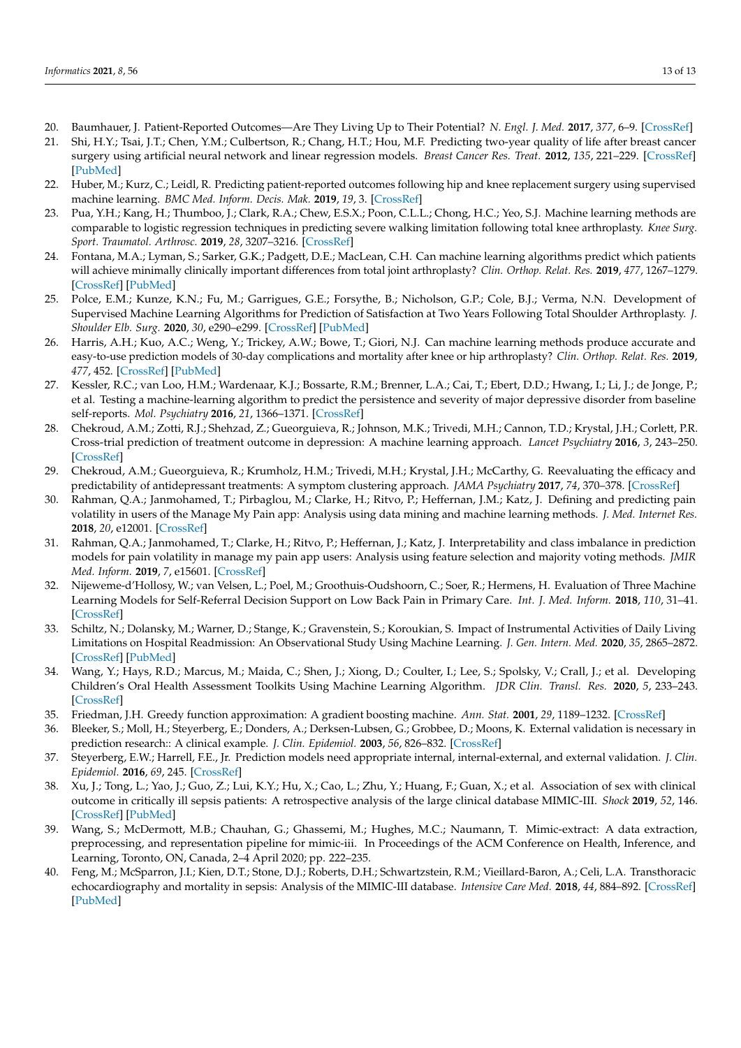20. Baumhauer, J. Patient-Reported Outcomes—Are They Living Up to Their Potential? *N. Engl. J. Med.* **2017**, *377*, 6–9. [CrossRef]
21. Shi, H.Y.; Tsai, J.T.; Chen, Y.M.; Culbertson, R.; Chang, H.T.; Hou, M.F. Predicting two-year quality of life after breast cancer surgery using artificial neural network and linear regression models. *Breast Cancer Res. Treat.* **2012**, *135*, 221–229. [CrossRef] [PubMed]
22. Huber, M.; Kurz, C.; Leidl, R. Predicting patient-reported outcomes following hip and knee replacement surgery using supervised machine learning. *BMC Med. Inform. Decis. Mak.* **2019**, *19*, 3. [CrossRef]
23. Pua, Y.H.; Kang, H.; Thumboo, J.; Clark, R.A.; Chew, E.S.X.; Poon, C.L.L.; Chong, H.C.; Yeo, S.J. Machine learning methods are comparable to logistic regression techniques in predicting severe walking limitation following total knee arthroplasty. *Knee Surg. Sport. Traumatol. Arthrosc.* **2019**, *28*, 3207–3216. [CrossRef]
24. Fontana, M.A.; Lyman, S.; Sarker, G.K.; Padgett, D.E.; MacLean, C.H. Can machine learning algorithms predict which patients will achieve minimally clinically important differences from total joint arthroplasty? *Clin. Orthop. Relat. Res.* **2019**, *477*, 1267–1279. [CrossRef] [PubMed]
25. Polce, E.M.; Kunze, K.N.; Fu, M.; Garrigues, G.E.; Forsythe, B.; Nicholson, G.P.; Cole, B.J.; Verma, N.N. Development of Supervised Machine Learning Algorithms for Prediction of Satisfaction at Two Years Following Total Shoulder Arthroplasty. *J. Shoulder Elb. Surg.* **2020**, *30*, e290–e299. [CrossRef] [PubMed]
26. Harris, A.H.; Kuo, A.C.; Weng, Y.; Trickey, A.W.; Bowe, T.; Giori, N.J. Can machine learning methods produce accurate and easy-to-use prediction models of 30-day complications and mortality after knee or hip arthroplasty? *Clin. Orthop. Relat. Res.* **2019**, *477*, 452. [CrossRef] [PubMed]
27. Kessler, R.C.; van Loo, H.M.; Wardenaar, K.J.; Bossarte, R.M.; Brenner, L.A.; Cai, T.; Ebert, D.D.; Hwang, I.; Li, J.; de Jonge, P.; et al. Testing a machine-learning algorithm to predict the persistence and severity of major depressive disorder from baseline self-reports. *Mol. Psychiatry* **2016**, *21*, 1366–1371. [CrossRef]
28. Chekroud, A.M.; Zotti, R.J.; Shehzad, Z.; Gueorguieva, R.; Johnson, M.K.; Trivedi, M.H.; Cannon, T.D.; Krystal, J.H.; Corlett, P.R. Cross-trial prediction of treatment outcome in depression: A machine learning approach. *Lancet Psychiatry* **2016**, *3*, 243–250. [CrossRef]
29. Chekroud, A.M.; Gueorguieva, R.; Krumholz, H.M.; Trivedi, M.H.; Krystal, J.H.; McCarthy, G. Reevaluating the efficacy and predictability of antidepressant treatments: A symptom clustering approach. *JAMA Psychiatry* **2017**, *74*, 370–378. [CrossRef]
30. Rahman, Q.A.; Janmohamed, T.; Pirbaglou, M.; Clarke, H.; Ritvo, P.; Heffernan, J.M.; Katz, J. Defining and predicting pain volatility in users of the Manage My Pain app: Analysis using data mining and machine learning methods. *J. Med. Internet Res.* **2018**, *20*, e12001. [CrossRef]
31. Rahman, Q.A.; Janmohamed, T.; Clarke, H.; Ritvo, P.; Heffernan, J.; Katz, J. Interpretability and class imbalance in prediction models for pain volatility in manage my pain app users: Analysis using feature selection and majority voting methods. *JMIR Med. Inform.* **2019**, *7*, e15601. [CrossRef]
32. Nijeweme-d'Hollosy, W.; van Velsen, L.; Poel, M.; Groothuis-Oudshoorn, C.; Soer, R.; Hermens, H. Evaluation of Three Machine Learning Models for Self-Referral Decision Support on Low Back Pain in Primary Care. *Int. J. Med. Inform.* **2018**, *110*, 31–41. [CrossRef]
33. Schiltz, N.; Dolansky, M.; Warner, D.; Stange, K.; Gravenstein, S.; Koroukian, S. Impact of Instrumental Activities of Daily Living Limitations on Hospital Readmission: An Observational Study Using Machine Learning. *J. Gen. Intern. Med.* **2020**, *35*, 2865–2872. [CrossRef] [PubMed]
34. Wang, Y.; Hays, R.D.; Marcus, M.; Maida, C.; Shen, J.; Xiong, D.; Coulter, I.; Lee, S.; Spolsky, V.; Crall, J.; et al. Developing Children's Oral Health Assessment Toolkits Using Machine Learning Algorithm. *JDR Clin. Transl. Res.* **2020**, *5*, 233–243. [CrossRef]
35. Friedman, J.H. Greedy function approximation: A gradient boosting machine. *Ann. Stat.* **2001**, *29*, 1189–1232. [CrossRef]
36. Bleeker, S.; Moll, H.; Steyerberg, E.; Donders, A.; Derksen-Lubsen, G.; Grobbee, D.; Moons, K. External validation is necessary in prediction research:: A clinical example. *J. Clin. Epidemiol.* **2003**, *56*, 826–832. [CrossRef]
37. Steyerberg, E.W.; Harrell, F.E., Jr. Prediction models need appropriate internal, internal-external, and external validation. *J. Clin. Epidemiol.* **2016**, *69*, 245. [CrossRef]
38. Xu, J.; Tong, L.; Yao, J.; Guo, Z.; Lui, K.Y.; Hu, X.; Cao, L.; Zhu, Y.; Huang, F.; Guan, X.; et al. Association of sex with clinical outcome in critically ill sepsis patients: A retrospective analysis of the large clinical database MIMIC-III. *Shock* **2019**, *52*, 146. [CrossRef] [PubMed]
39. Wang, S.; McDermott, M.B.; Chauhan, G.; Ghassemi, M.; Hughes, M.C.; Naumann, T. Mimic-extract: A data extraction, preprocessing, and representation pipeline for mimic-iii. In Proceedings of the ACM Conference on Health, Inference, and Learning, Toronto, ON, Canada, 2–4 April 2020; pp. 222–235.
40. Feng, M.; McSparron, J.I.; Kien, D.T.; Stone, D.J.; Roberts, D.H.; Schwartzstein, R.M.; Vieillard-Baron, A.; Celi, L.A. Transthoracic echocardiography and mortality in sepsis: Analysis of the MIMIC-III database. *Intensive Care Med.* **2018**, *44*, 884–892. [CrossRef] [PubMed]